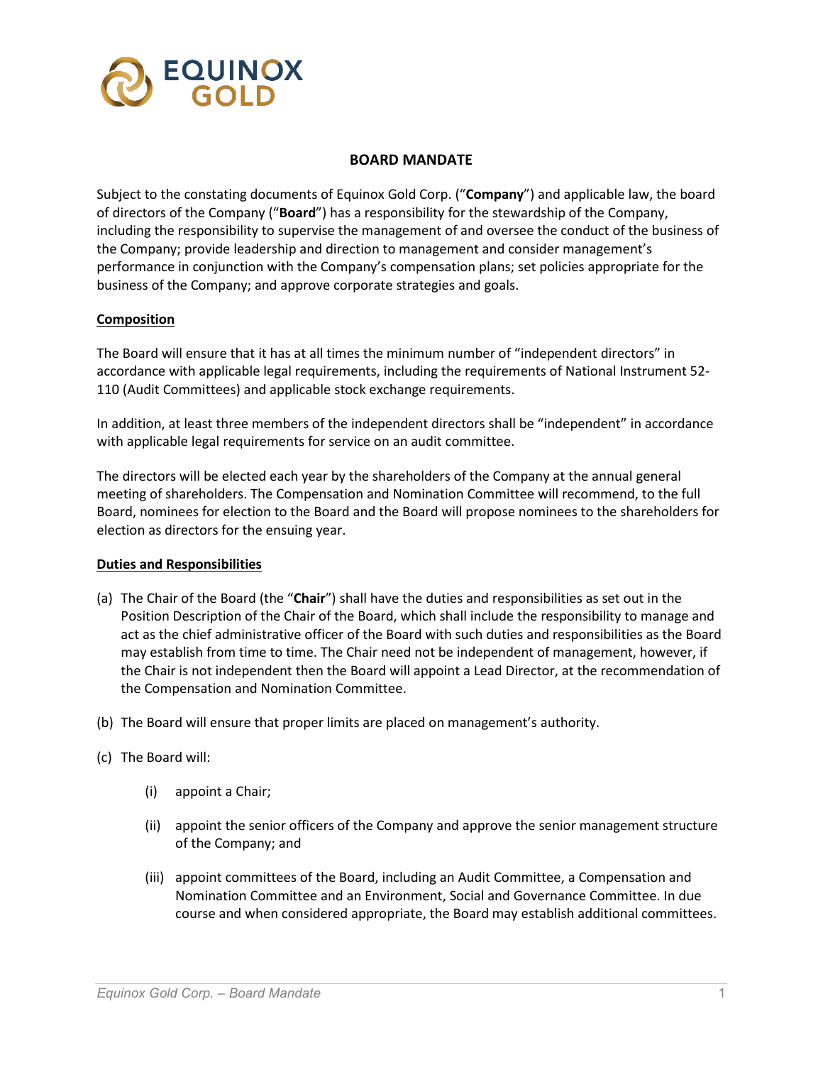# BOARD MANDATE

Subject to the constating documents of Equinox Gold Corp. ("**Company**") and applicable law, the board of directors of the Company ("**Board**") has a responsibility for the stewardship of the Company, including the responsibility to supervise the management of and oversee the conduct of the business of the Company; provide leadership and direction to management and consider management's performance in conjunction with the Company's compensation plans; set policies appropriate for the business of the Company; and approve corporate strategies and goals.

## Composition

The Board will ensure that it has at all times the minimum number of "independent directors" in accordance with applicable legal requirements, including the requirements of National Instrument 52-110 (Audit Committees) and applicable stock exchange requirements.

In addition, at least three members of the independent directors shall be "independent" in accordance with applicable legal requirements for service on an audit committee.

The directors will be elected each year by the shareholders of the Company at the annual general meeting of shareholders. The Compensation and Nomination Committee will recommend, to the full Board, nominees for election to the Board and the Board will propose nominees to the shareholders for election as directors for the ensuing year.

## Duties and Responsibilities

(a) The Chair of the Board (the "**Chair**") shall have the duties and responsibilities as set out in the Position Description of the Chair of the Board, which shall include the responsibility to manage and act as the chief administrative officer of the Board with such duties and responsibilities as the Board may establish from time to time. The Chair need not be independent of management, however, if the Chair is not independent then the Board will appoint a Lead Director, at the recommendation of the Compensation and Nomination Committee.

(b) The Board will ensure that proper limits are placed on management's authority.

(c) The Board will:

  (i) appoint a Chair;

  (ii) appoint the senior officers of the Company and approve the senior management structure of the Company; and

  (iii) appoint committees of the Board, including an Audit Committee, a Compensation and Nomination Committee and an Environment, Social and Governance Committee. In due course and when considered appropriate, the Board may establish additional committees.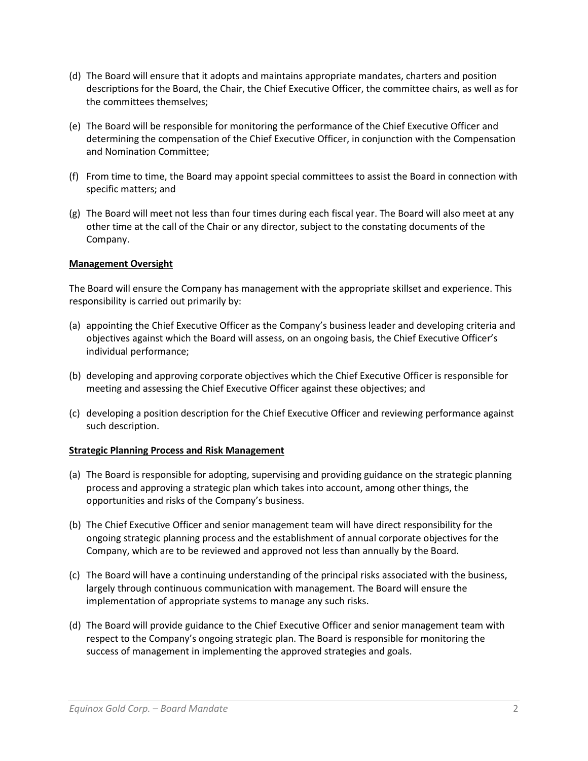(d) The Board will ensure that it adopts and maintains appropriate mandates, charters and position descriptions for the Board, the Chair, the Chief Executive Officer, the committee chairs, as well as for the committees themselves;

(e) The Board will be responsible for monitoring the performance of the Chief Executive Officer and determining the compensation of the Chief Executive Officer, in conjunction with the Compensation and Nomination Committee;

(f) From time to time, the Board may appoint special committees to assist the Board in connection with specific matters; and

(g) The Board will meet not less than four times during each fiscal year. The Board will also meet at any other time at the call of the Chair or any director, subject to the constating documents of the Company.

**Management Oversight**

The Board will ensure the Company has management with the appropriate skillset and experience. This responsibility is carried out primarily by:

(a) appointing the Chief Executive Officer as the Company's business leader and developing criteria and objectives against which the Board will assess, on an ongoing basis, the Chief Executive Officer's individual performance;

(b) developing and approving corporate objectives which the Chief Executive Officer is responsible for meeting and assessing the Chief Executive Officer against these objectives; and

(c) developing a position description for the Chief Executive Officer and reviewing performance against such description.

**Strategic Planning Process and Risk Management**

(a) The Board is responsible for adopting, supervising and providing guidance on the strategic planning process and approving a strategic plan which takes into account, among other things, the opportunities and risks of the Company's business.

(b) The Chief Executive Officer and senior management team will have direct responsibility for the ongoing strategic planning process and the establishment of annual corporate objectives for the Company, which are to be reviewed and approved not less than annually by the Board.

(c) The Board will have a continuing understanding of the principal risks associated with the business, largely through continuous communication with management. The Board will ensure the implementation of appropriate systems to manage any such risks.

(d) The Board will provide guidance to the Chief Executive Officer and senior management team with respect to the Company's ongoing strategic plan. The Board is responsible for monitoring the success of management in implementing the approved strategies and goals.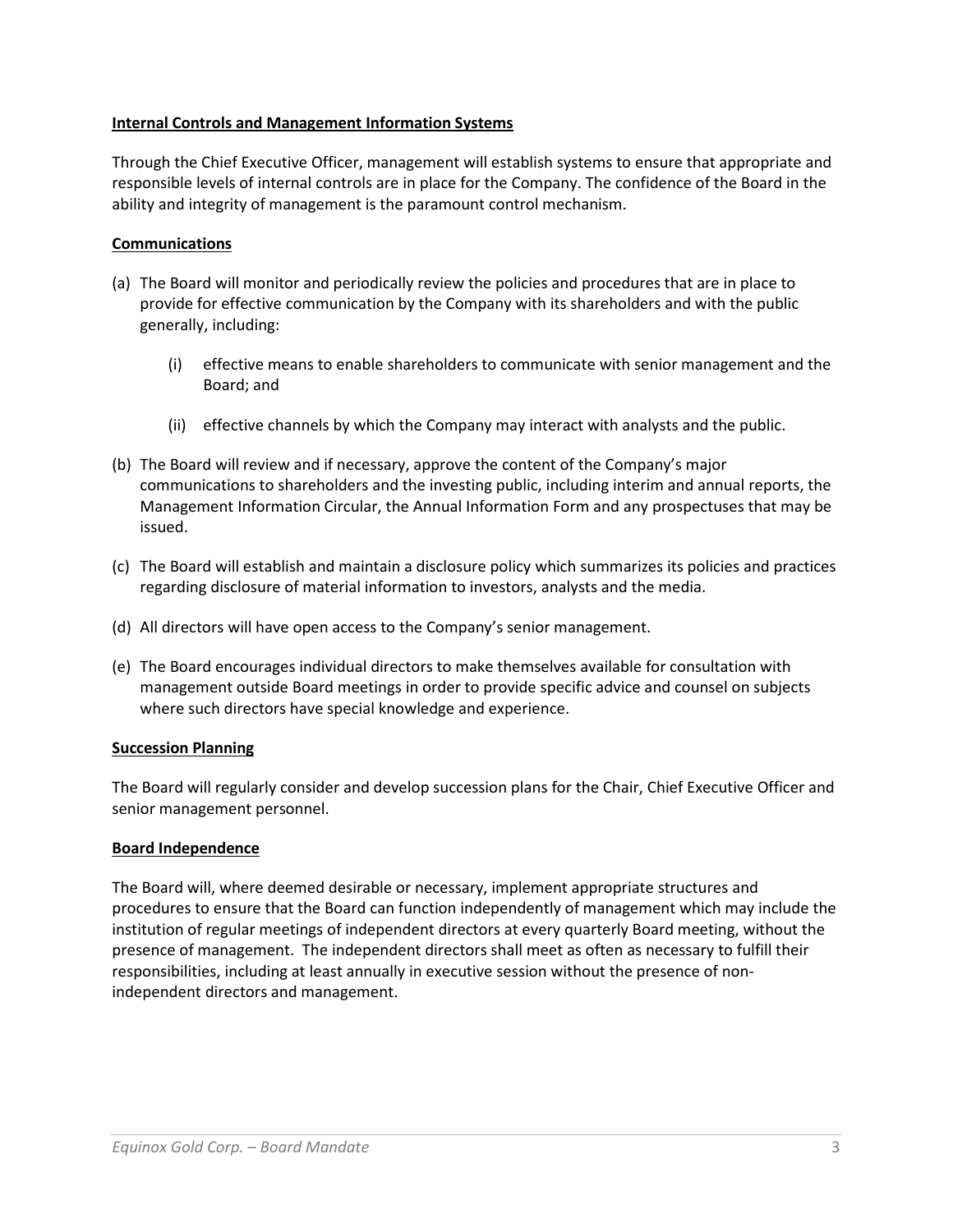**Internal Controls and Management Information Systems**

Through the Chief Executive Officer, management will establish systems to ensure that appropriate and responsible levels of internal controls are in place for the Company. The confidence of the Board in the ability and integrity of management is the paramount control mechanism.

**Communications**

(a) The Board will monitor and periodically review the policies and procedures that are in place to provide for effective communication by the Company with its shareholders and with the public generally, including:

    (i) effective means to enable shareholders to communicate with senior management and the Board; and

    (ii) effective channels by which the Company may interact with analysts and the public.

(b) The Board will review and if necessary, approve the content of the Company's major communications to shareholders and the investing public, including interim and annual reports, the Management Information Circular, the Annual Information Form and any prospectuses that may be issued.

(c) The Board will establish and maintain a disclosure policy which summarizes its policies and practices regarding disclosure of material information to investors, analysts and the media.

(d) All directors will have open access to the Company's senior management.

(e) The Board encourages individual directors to make themselves available for consultation with management outside Board meetings in order to provide specific advice and counsel on subjects where such directors have special knowledge and experience.

**Succession Planning**

The Board will regularly consider and develop succession plans for the Chair, Chief Executive Officer and senior management personnel.

**Board Independence**

The Board will, where deemed desirable or necessary, implement appropriate structures and procedures to ensure that the Board can function independently of management which may include the institution of regular meetings of independent directors at every quarterly Board meeting, without the presence of management. The independent directors shall meet as often as necessary to fulfill their responsibilities, including at least annually in executive session without the presence of non-independent directors and management.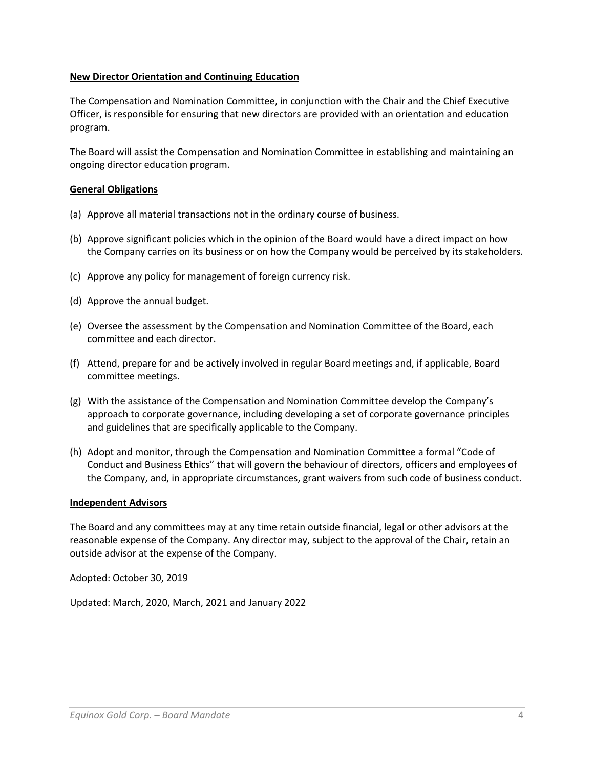**New Director Orientation and Continuing Education**

The Compensation and Nomination Committee, in conjunction with the Chair and the Chief Executive Officer, is responsible for ensuring that new directors are provided with an orientation and education program.

The Board will assist the Compensation and Nomination Committee in establishing and maintaining an ongoing director education program.

**General Obligations**

(a) Approve all material transactions not in the ordinary course of business.

(b) Approve significant policies which in the opinion of the Board would have a direct impact on how the Company carries on its business or on how the Company would be perceived by its stakeholders.

(c) Approve any policy for management of foreign currency risk.

(d) Approve the annual budget.

(e) Oversee the assessment by the Compensation and Nomination Committee of the Board, each committee and each director.

(f) Attend, prepare for and be actively involved in regular Board meetings and, if applicable, Board committee meetings.

(g) With the assistance of the Compensation and Nomination Committee develop the Company's approach to corporate governance, including developing a set of corporate governance principles and guidelines that are specifically applicable to the Company.

(h) Adopt and monitor, through the Compensation and Nomination Committee a formal "Code of Conduct and Business Ethics" that will govern the behaviour of directors, officers and employees of the Company, and, in appropriate circumstances, grant waivers from such code of business conduct.

**Independent Advisors**

The Board and any committees may at any time retain outside financial, legal or other advisors at the reasonable expense of the Company. Any director may, subject to the approval of the Chair, retain an outside advisor at the expense of the Company.

Adopted: October 30, 2019

Updated: March, 2020, March, 2021 and January 2022